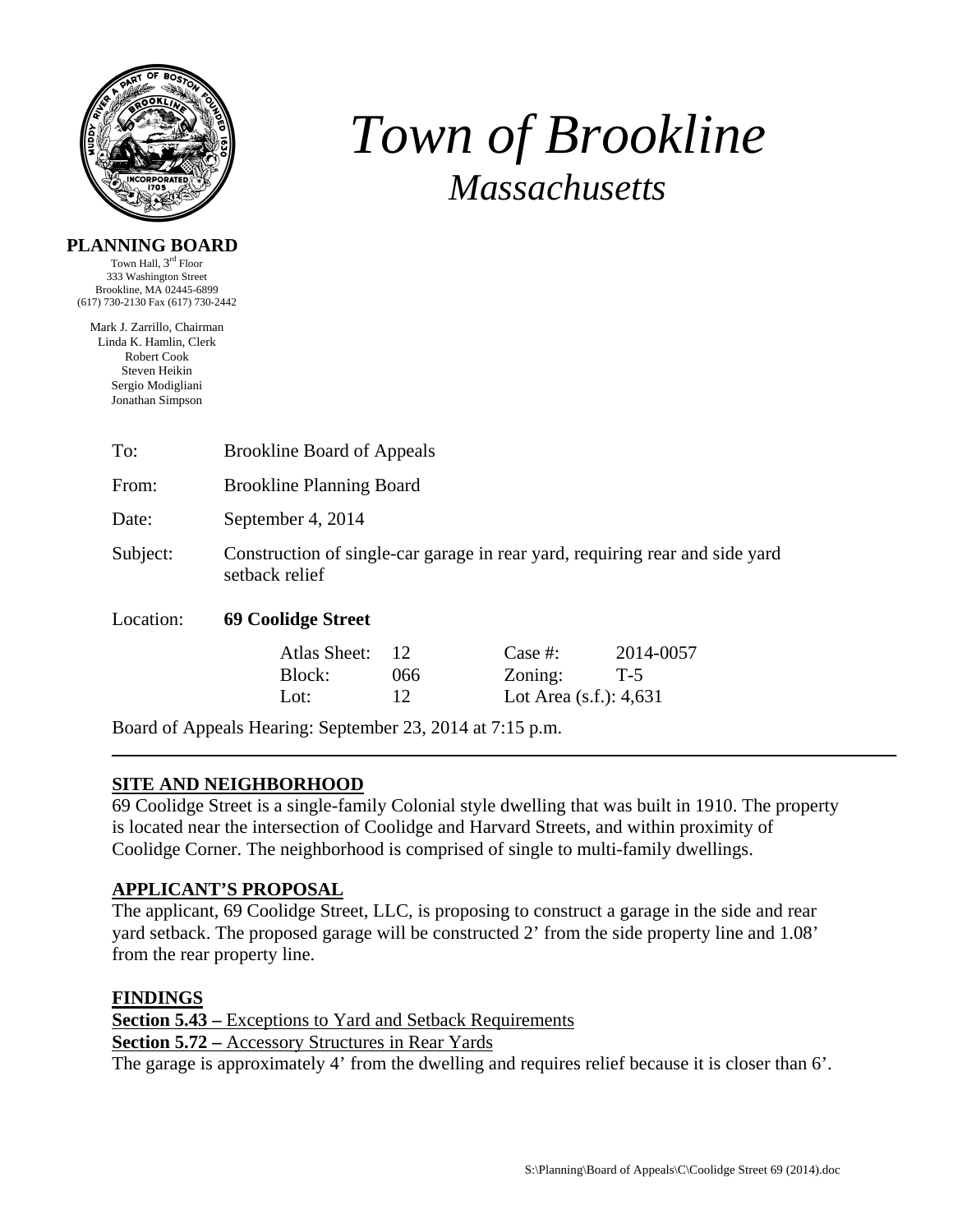# *Town of Brookline*

## *Massachusetts*

**PLANNING BOARD**

Town Hall, 3rd Floor
333 Washington Street
Brookline, MA 02445-6899
(617) 730-2130 Fax (617) 730-2442

Mark J. Zarrillo, Chairman
Linda K. Hamlin, Clerk
Robert Cook
Steven Heikin
Sergio Modigliani
Jonathan Simpson

To: Brookline Board of Appeals

From: Brookline Planning Board

Date: September 4, 2014

Subject: Construction of single-car garage in rear yard, requiring rear and side yard setback relief

Location: **69 Coolidge Street**

| | | | |
|---|---|---|---|
| Atlas Sheet: | 12 | Case #: | 2014-0057 |
| Block: | 066 | Zoning: | T-5 |
| Lot: | 12 | Lot Area (s.f.): | 4,631 |

Board of Appeals Hearing: September 23, 2014 at 7:15 p.m.

---

**SITE AND NEIGHBORHOOD**

69 Coolidge Street is a single-family Colonial style dwelling that was built in 1910. The property is located near the intersection of Coolidge and Harvard Streets, and within proximity of Coolidge Corner. The neighborhood is comprised of single to multi-family dwellings.

**APPLICANT'S PROPOSAL**

The applicant, 69 Coolidge Street, LLC, is proposing to construct a garage in the side and rear yard setback. The proposed garage will be constructed 2' from the side property line and 1.08' from the rear property line.

**FINDINGS**

**Section 5.43 –** Exceptions to Yard and Setback Requirements

**Section 5.72 –** Accessory Structures in Rear Yards

The garage is approximately 4' from the dwelling and requires relief because it is closer than 6'.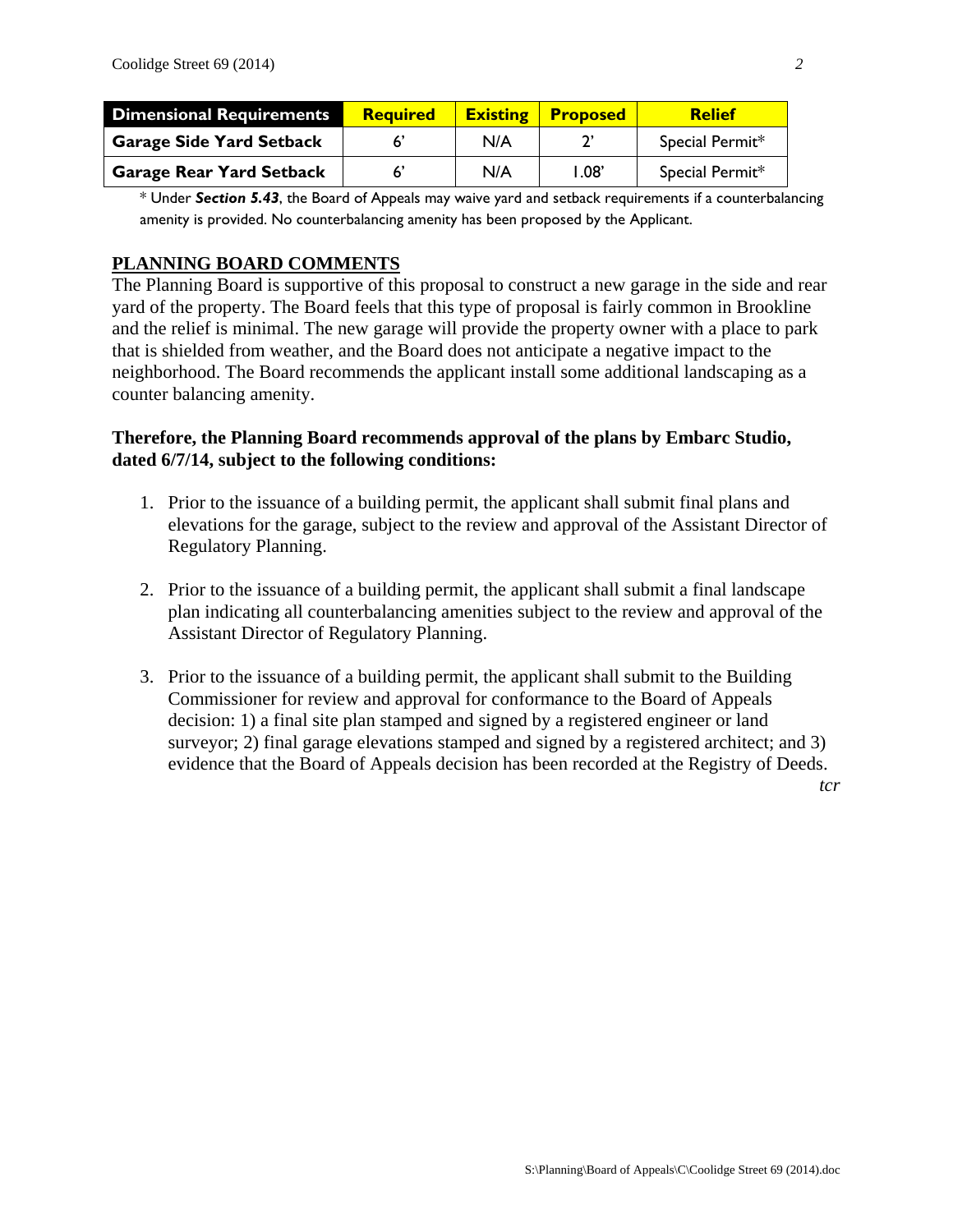| Dimensional Requirements | Required | Existing | Proposed | Relief |
|---|---|---|---|---|
| Garage Side Yard Setback | 6' | N/A | 2' | Special Permit* |
| Garage Rear Yard Setback | 6' | N/A | 1.08' | Special Permit* |

* Under ***Section 5.43***, the Board of Appeals may waive yard and setback requirements if a counterbalancing amenity is provided. No counterbalancing amenity has been proposed by the Applicant.

## PLANNING BOARD COMMENTS

The Planning Board is supportive of this proposal to construct a new garage in the side and rear yard of the property. The Board feels that this type of proposal is fairly common in Brookline and the relief is minimal. The new garage will provide the property owner with a place to park that is shielded from weather, and the Board does not anticipate a negative impact to the neighborhood. The Board recommends the applicant install some additional landscaping as a counter balancing amenity.

**Therefore, the Planning Board recommends approval of the plans by Embarc Studio, dated 6/7/14, subject to the following conditions:**

1. Prior to the issuance of a building permit, the applicant shall submit final plans and elevations for the garage, subject to the review and approval of the Assistant Director of Regulatory Planning.

2. Prior to the issuance of a building permit, the applicant shall submit a final landscape plan indicating all counterbalancing amenities subject to the review and approval of the Assistant Director of Regulatory Planning.

3. Prior to the issuance of a building permit, the applicant shall submit to the Building Commissioner for review and approval for conformance to the Board of Appeals decision: 1) a final site plan stamped and signed by a registered engineer or land surveyor; 2) final garage elevations stamped and signed by a registered architect; and 3) evidence that the Board of Appeals decision has been recorded at the Registry of Deeds.

*tcr*